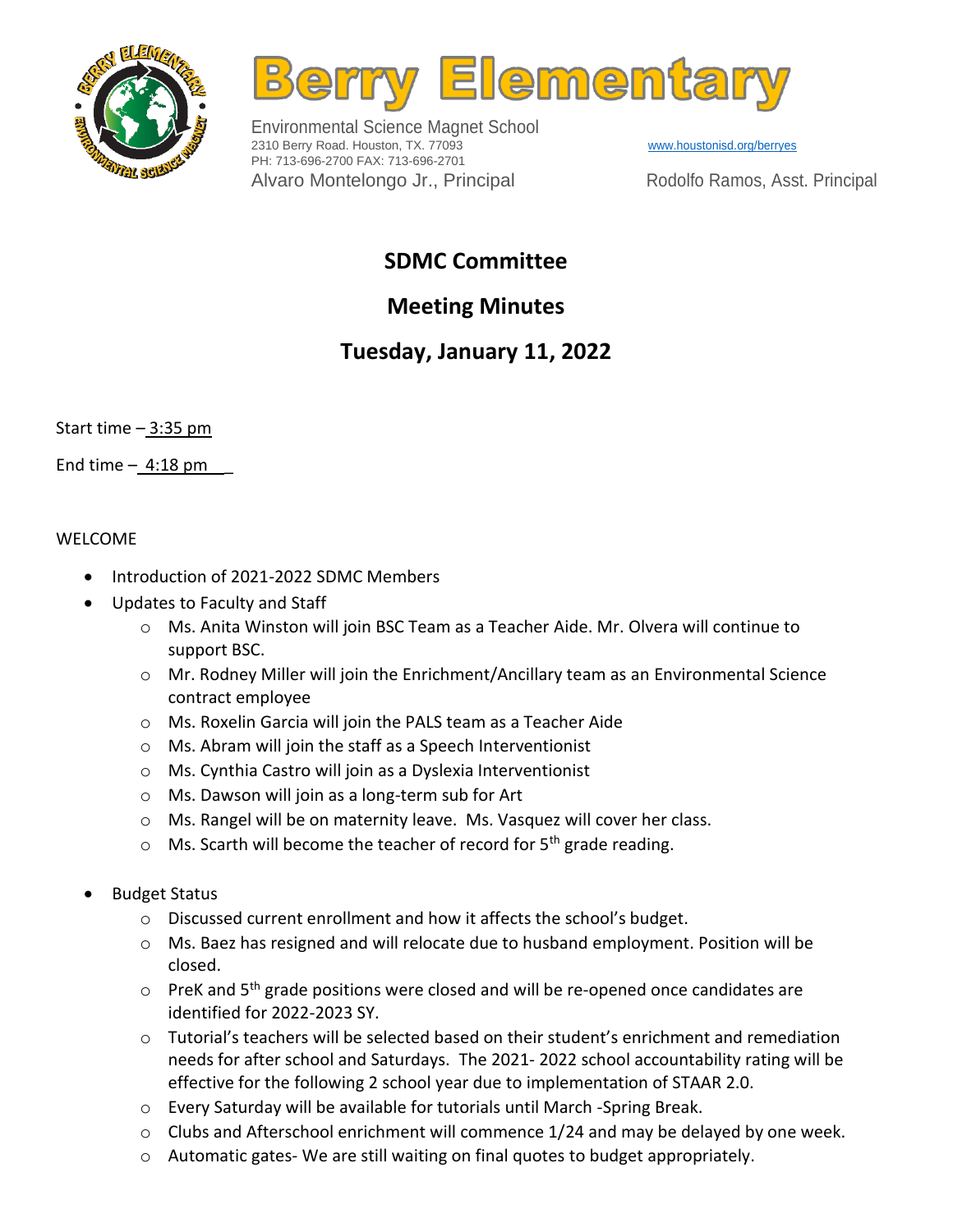# Berry Elementary

Environmental Science Magnet School
2310 Berry Road. Houston, TX. 77093
PH: 713-696-2700 FAX: 713-696-2701
www.houstonisd.org/berryes
Alvaro Montelongo Jr., Principal
Rodolfo Ramos, Asst. Principal

## SDMC Committee

## Meeting Minutes

## Tuesday, January 11, 2022

Start time – 3:35 pm

End time – 4:18 pm

WELCOME

- Introduction of 2021-2022 SDMC Members
- Updates to Faculty and Staff
  - Ms. Anita Winston will join BSC Team as a Teacher Aide. Mr. Olvera will continue to support BSC.
  - Mr. Rodney Miller will join the Enrichment/Ancillary team as an Environmental Science contract employee
  - Ms. Roxelin Garcia will join the PALS team as a Teacher Aide
  - Ms. Abram will join the staff as a Speech Interventionist
  - Ms. Cynthia Castro will join as a Dyslexia Interventionist
  - Ms. Dawson will join as a long-term sub for Art
  - Ms. Rangel will be on maternity leave. Ms. Vasquez will cover her class.
  - Ms. Scarth will become the teacher of record for 5th grade reading.
- Budget Status
  - Discussed current enrollment and how it affects the school's budget.
  - Ms. Baez has resigned and will relocate due to husband employment. Position will be closed.
  - PreK and 5th grade positions were closed and will be re-opened once candidates are identified for 2022-2023 SY.
  - Tutorial's teachers will be selected based on their student's enrichment and remediation needs for after school and Saturdays. The 2021- 2022 school accountability rating will be effective for the following 2 school year due to implementation of STAAR 2.0.
  - Every Saturday will be available for tutorials until March -Spring Break.
  - Clubs and Afterschool enrichment will commence 1/24 and may be delayed by one week.
  - Automatic gates- We are still waiting on final quotes to budget appropriately.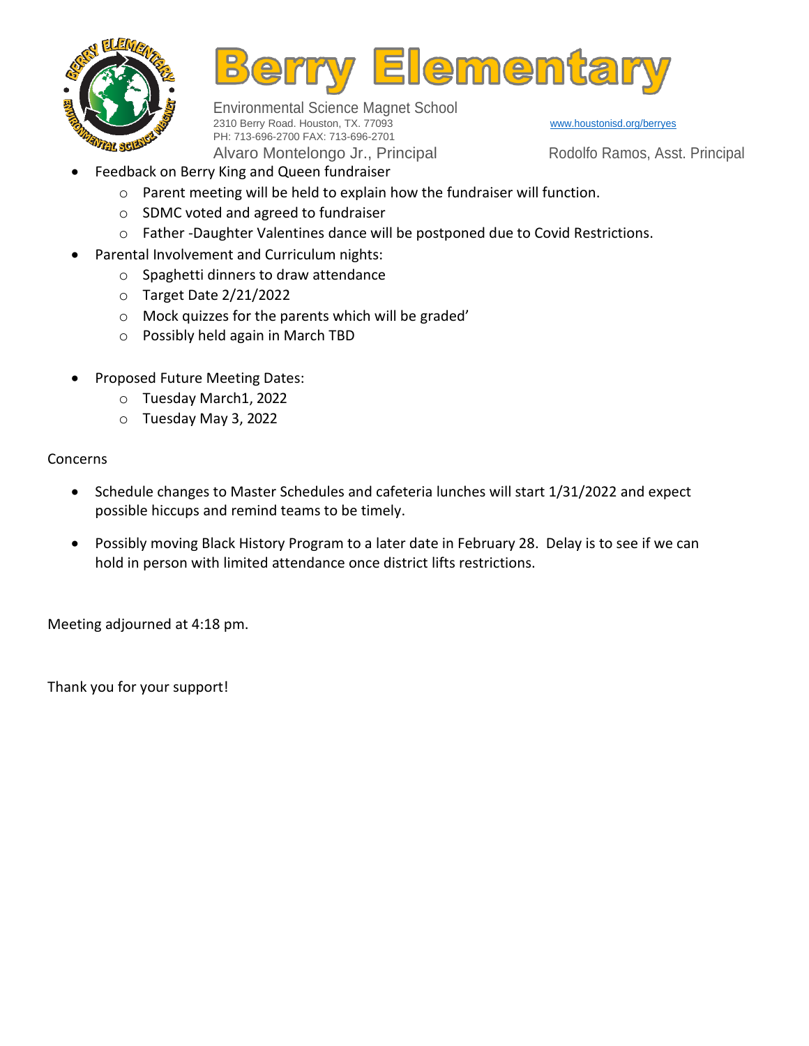# Berry Elementary

Environmental Science Magnet School
2310 Berry Road. Houston, TX. 77093
PH: 713-696-2700 FAX: 713-696-2701
www.houstonisd.org/berryes
Alvaro Montelongo Jr., Principal
Rodolfo Ramos, Asst. Principal

- Feedback on Berry King and Queen fundraiser
  - Parent meeting will be held to explain how the fundraiser will function.
  - SDMC voted and agreed to fundraiser
  - Father -Daughter Valentines dance will be postponed due to Covid Restrictions.
- Parental Involvement and Curriculum nights:
  - Spaghetti dinners to draw attendance
  - Target Date 2/21/2022
  - Mock quizzes for the parents which will be graded'
  - Possibly held again in March TBD
- Proposed Future Meeting Dates:
  - Tuesday March1, 2022
  - Tuesday May 3, 2022

Concerns

- Schedule changes to Master Schedules and cafeteria lunches will start 1/31/2022 and expect possible hiccups and remind teams to be timely.
- Possibly moving Black History Program to a later date in February 28. Delay is to see if we can hold in person with limited attendance once district lifts restrictions.

Meeting adjourned at 4:18 pm.

Thank you for your support!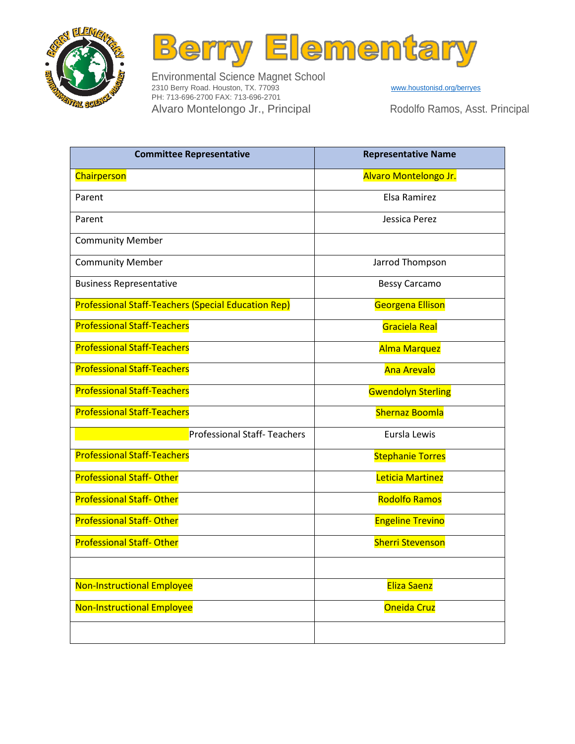# Berry Elementary

Environmental Science Magnet School
2310 Berry Road. Houston, TX. 77093
PH: 713-696-2700 FAX: 713-696-2701
www.houstonisd.org/berryes
Alvaro Montelongo Jr., Principal
Rodolfo Ramos, Asst. Principal

| Committee Representative | Representative Name |
|---|---|
| Chairperson | Alvaro Montelongo Jr. |
| Parent | Elsa Ramirez |
| Parent | Jessica Perez |
| Community Member | |
| Community Member | Jarrod Thompson |
| Business Representative | Bessy Carcamo |
| Professional Staff-Teachers (Special Education Rep) | Georgena Ellison |
| Professional Staff-Teachers | Graciela Real |
| Professional Staff-Teachers | Alma Marquez |
| Professional Staff-Teachers | Ana Arevalo |
| Professional Staff-Teachers | Gwendolyn Sterling |
| Professional Staff-Teachers | Shernaz Boomla |
| Professional Staff- Teachers | Eursla Lewis |
| Professional Staff-Teachers | Stephanie Torres |
| Professional Staff- Other | Leticia Martinez |
| Professional Staff- Other | Rodolfo Ramos |
| Professional Staff- Other | Engeline Trevino |
| Professional Staff- Other | Sherri Stevenson |
| | |
| Non-Instructional Employee | Eliza Saenz |
| Non-Instructional Employee | Oneida Cruz |
| | |